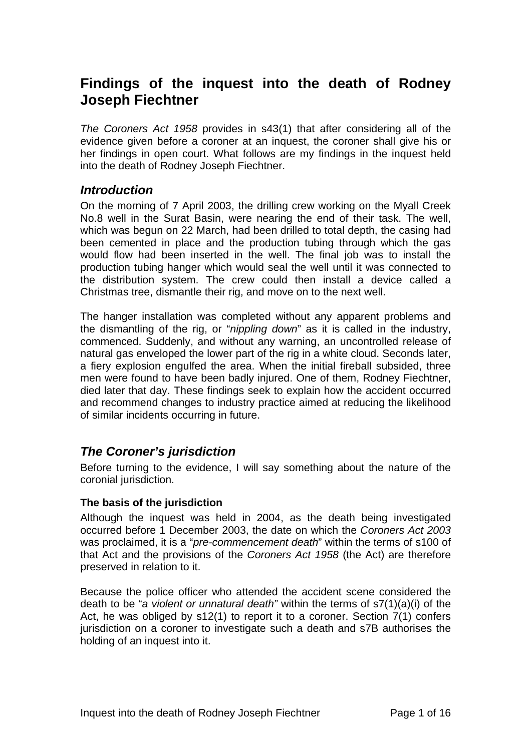# Findings of the inquest into the death of Rodney Joseph Fiechtner

*The Coroners Act 1958* provides in s43(1) that after considering all of the evidence given before a coroner at an inquest, the coroner shall give his or her findings in open court. What follows are my findings in the inquest held into the death of Rodney Joseph Fiechtner.

## *Introduction*

On the morning of 7 April 2003, the drilling crew working on the Myall Creek No.8 well in the Surat Basin, were nearing the end of their task. The well, which was begun on 22 March, had been drilled to total depth, the casing had been cemented in place and the production tubing through which the gas would flow had been inserted in the well. The final job was to install the production tubing hanger which would seal the well until it was connected to the distribution system. The crew could then install a device called a Christmas tree, dismantle their rig, and move on to the next well.

The hanger installation was completed without any apparent problems and the dismantling of the rig, or "*nippling down*" as it is called in the industry, commenced. Suddenly, and without any warning, an uncontrolled release of natural gas enveloped the lower part of the rig in a white cloud. Seconds later, a fiery explosion engulfed the area. When the initial fireball subsided, three men were found to have been badly injured. One of them, Rodney Fiechtner, died later that day. These findings seek to explain how the accident occurred and recommend changes to industry practice aimed at reducing the likelihood of similar incidents occurring in future.

## *The Coroner's jurisdiction*

Before turning to the evidence, I will say something about the nature of the coronial jurisdiction.

### The basis of the jurisdiction

Although the inquest was held in 2004, as the death being investigated occurred before 1 December 2003, the date on which the *Coroners Act 2003* was proclaimed, it is a "*pre-commencement death*" within the terms of s100 of that Act and the provisions of the *Coroners Act 1958* (the Act) are therefore preserved in relation to it.

Because the police officer who attended the accident scene considered the death to be "*a violent or unnatural death"* within the terms of s7(1)(a)(i) of the Act, he was obliged by s12(1) to report it to a coroner. Section 7(1) confers jurisdiction on a coroner to investigate such a death and s7B authorises the holding of an inquest into it.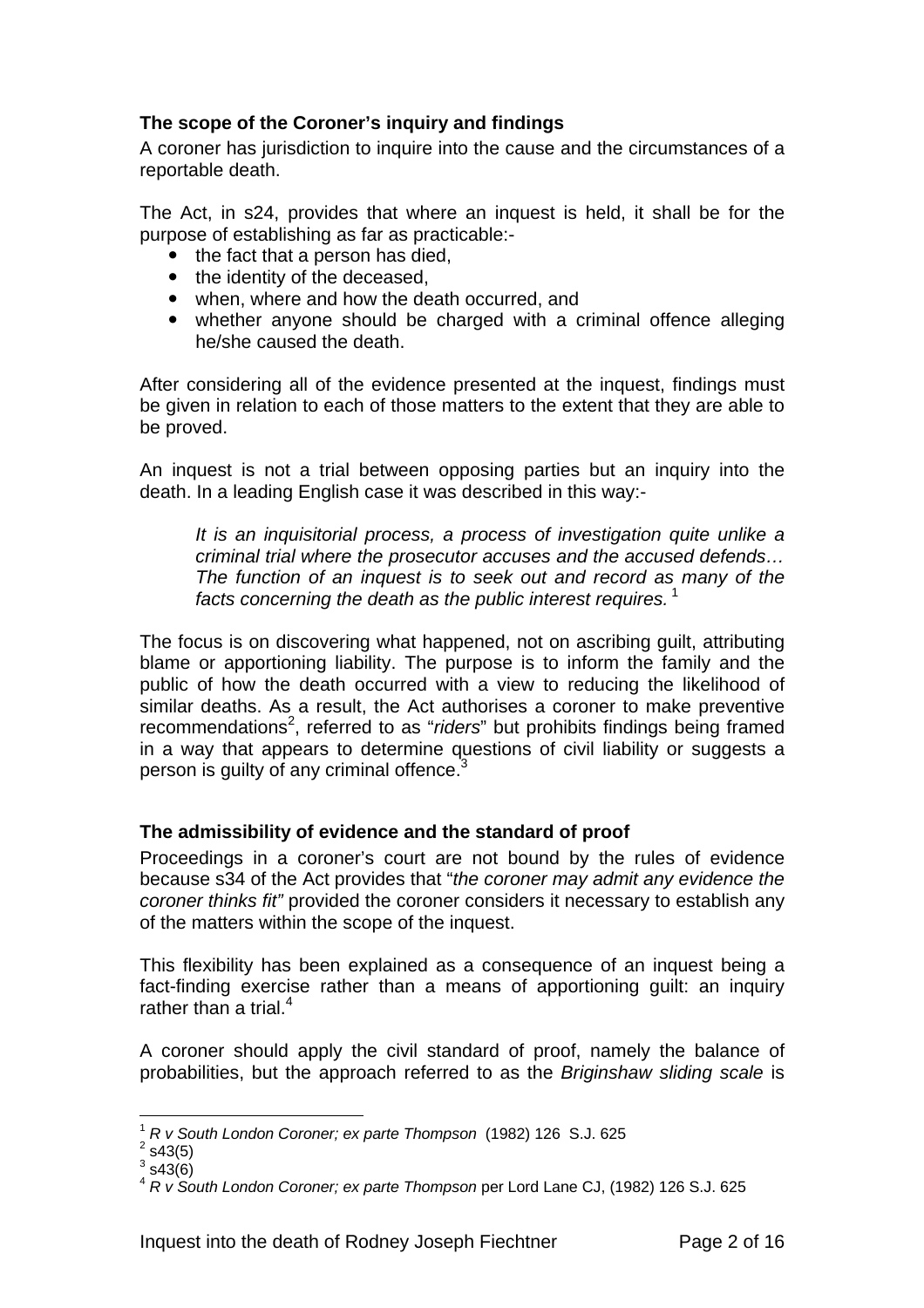### The scope of the Coroner's inquiry and findings

A coroner has jurisdiction to inquire into the cause and the circumstances of a reportable death.

The Act, in s24, provides that where an inquest is held, it shall be for the purpose of establishing as far as practicable:-

- the fact that a person has died,
- the identity of the deceased,
- when, where and how the death occurred, and
- whether anyone should be charged with a criminal offence alleging he/she caused the death.

After considering all of the evidence presented at the inquest, findings must be given in relation to each of those matters to the extent that they are able to be proved.

An inquest is not a trial between opposing parties but an inquiry into the death. In a leading English case it was described in this way:-

> *It is an inquisitorial process, a process of investigation quite unlike a criminal trial where the prosecutor accuses and the accused defends… The function of an inquest is to seek out and record as many of the facts concerning the death as the public interest requires.* [1]

The focus is on discovering what happened, not on ascribing guilt, attributing blame or apportioning liability. The purpose is to inform the family and the public of how the death occurred with a view to reducing the likelihood of similar deaths. As a result, the Act authorises a coroner to make preventive recommendations[2], referred to as "*riders*" but prohibits findings being framed in a way that appears to determine questions of civil liability or suggests a person is guilty of any criminal offence.[3]

### The admissibility of evidence and the standard of proof

Proceedings in a coroner's court are not bound by the rules of evidence because s34 of the Act provides that "*the coroner may admit any evidence the coroner thinks fit"* provided the coroner considers it necessary to establish any of the matters within the scope of the inquest.

This flexibility has been explained as a consequence of an inquest being a fact-finding exercise rather than a means of apportioning guilt: an inquiry rather than a trial.[4]

A coroner should apply the civil standard of proof, namely the balance of probabilities, but the approach referred to as the *Briginshaw sliding scale* is

---

[1] *R v South London Coroner; ex parte Thompson* (1982) 126 S.J. 625

[2] s43(5)

[3] s43(6)

[4] *R v South London Coroner; ex parte Thompson* per Lord Lane CJ, (1982) 126 S.J. 625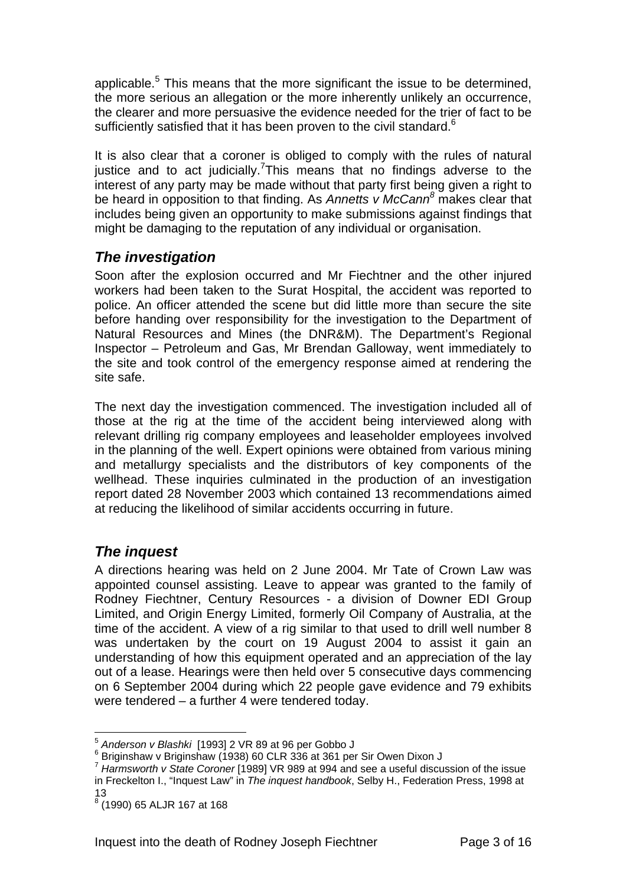applicable.[5] This means that the more significant the issue to be determined, the more serious an allegation or the more inherently unlikely an occurrence, the clearer and more persuasive the evidence needed for the trier of fact to be sufficiently satisfied that it has been proven to the civil standard.[6]

It is also clear that a coroner is obliged to comply with the rules of natural justice and to act judicially.[7] This means that no findings adverse to the interest of any party may be made without that party first being given a right to be heard in opposition to that finding. As *Annetts v McCann*[8] makes clear that includes being given an opportunity to make submissions against findings that might be damaging to the reputation of any individual or organisation.

## *The investigation*

Soon after the explosion occurred and Mr Fiechtner and the other injured workers had been taken to the Surat Hospital, the accident was reported to police. An officer attended the scene but did little more than secure the site before handing over responsibility for the investigation to the Department of Natural Resources and Mines (the DNR&M). The Department's Regional Inspector – Petroleum and Gas, Mr Brendan Galloway, went immediately to the site and took control of the emergency response aimed at rendering the site safe.

The next day the investigation commenced. The investigation included all of those at the rig at the time of the accident being interviewed along with relevant drilling rig company employees and leaseholder employees involved in the planning of the well. Expert opinions were obtained from various mining and metallurgy specialists and the distributors of key components of the wellhead. These inquiries culminated in the production of an investigation report dated 28 November 2003 which contained 13 recommendations aimed at reducing the likelihood of similar accidents occurring in future.

## *The inquest*

A directions hearing was held on 2 June 2004. Mr Tate of Crown Law was appointed counsel assisting. Leave to appear was granted to the family of Rodney Fiechtner, Century Resources - a division of Downer EDI Group Limited, and Origin Energy Limited, formerly Oil Company of Australia, at the time of the accident. A view of a rig similar to that used to drill well number 8 was undertaken by the court on 19 August 2004 to assist it gain an understanding of how this equipment operated and an appreciation of the lay out of a lease. Hearings were then held over 5 consecutive days commencing on 6 September 2004 during which 22 people gave evidence and 79 exhibits were tendered – a further 4 were tendered today.

---

[5] *Anderson v Blashki* [1993] 2 VR 89 at 96 per Gobbo J

[6] Briginshaw v Briginshaw (1938) 60 CLR 336 at 361 per Sir Owen Dixon J

[7] *Harmsworth v State Coroner* [1989] VR 989 at 994 and see a useful discussion of the issue in Freckelton I., "Inquest Law" in *The inquest handbook*, Selby H., Federation Press, 1998 at 13

[8] (1990) 65 ALJR 167 at 168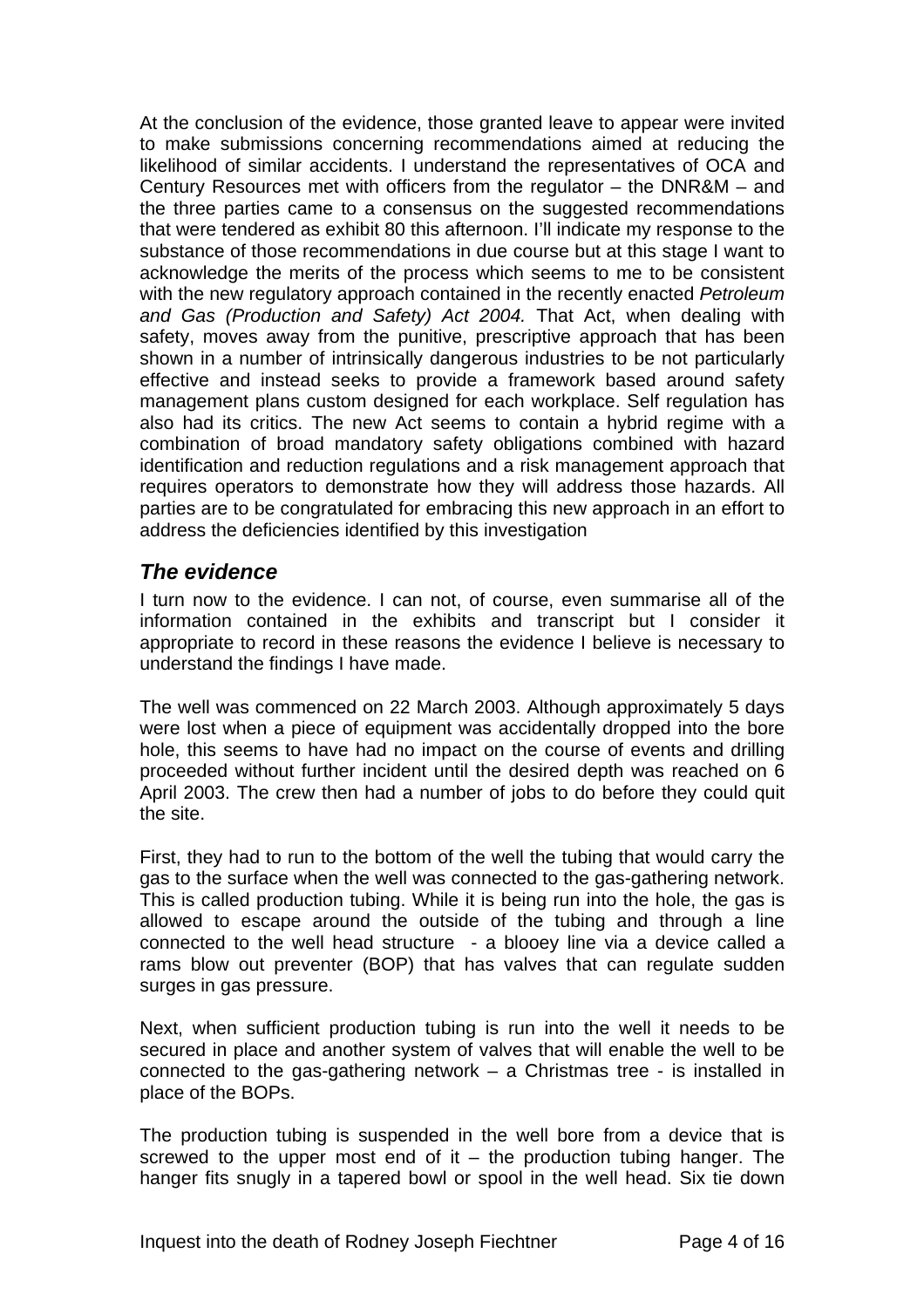At the conclusion of the evidence, those granted leave to appear were invited to make submissions concerning recommendations aimed at reducing the likelihood of similar accidents. I understand the representatives of OCA and Century Resources met with officers from the regulator – the DNR&M – and the three parties came to a consensus on the suggested recommendations that were tendered as exhibit 80 this afternoon. I'll indicate my response to the substance of those recommendations in due course but at this stage I want to acknowledge the merits of the process which seems to me to be consistent with the new regulatory approach contained in the recently enacted *Petroleum and Gas (Production and Safety) Act 2004.* That Act, when dealing with safety, moves away from the punitive, prescriptive approach that has been shown in a number of intrinsically dangerous industries to be not particularly effective and instead seeks to provide a framework based around safety management plans custom designed for each workplace. Self regulation has also had its critics. The new Act seems to contain a hybrid regime with a combination of broad mandatory safety obligations combined with hazard identification and reduction regulations and a risk management approach that requires operators to demonstrate how they will address those hazards. All parties are to be congratulated for embracing this new approach in an effort to address the deficiencies identified by this investigation

## *The evidence*

I turn now to the evidence. I can not, of course, even summarise all of the information contained in the exhibits and transcript but I consider it appropriate to record in these reasons the evidence I believe is necessary to understand the findings I have made.

The well was commenced on 22 March 2003. Although approximately 5 days were lost when a piece of equipment was accidentally dropped into the bore hole, this seems to have had no impact on the course of events and drilling proceeded without further incident until the desired depth was reached on 6 April 2003. The crew then had a number of jobs to do before they could quit the site.

First, they had to run to the bottom of the well the tubing that would carry the gas to the surface when the well was connected to the gas-gathering network. This is called production tubing. While it is being run into the hole, the gas is allowed to escape around the outside of the tubing and through a line connected to the well head structure - a blooey line via a device called a rams blow out preventer (BOP) that has valves that can regulate sudden surges in gas pressure.

Next, when sufficient production tubing is run into the well it needs to be secured in place and another system of valves that will enable the well to be connected to the gas-gathering network – a Christmas tree - is installed in place of the BOPs.

The production tubing is suspended in the well bore from a device that is screwed to the upper most end of it – the production tubing hanger. The hanger fits snugly in a tapered bowl or spool in the well head. Six tie down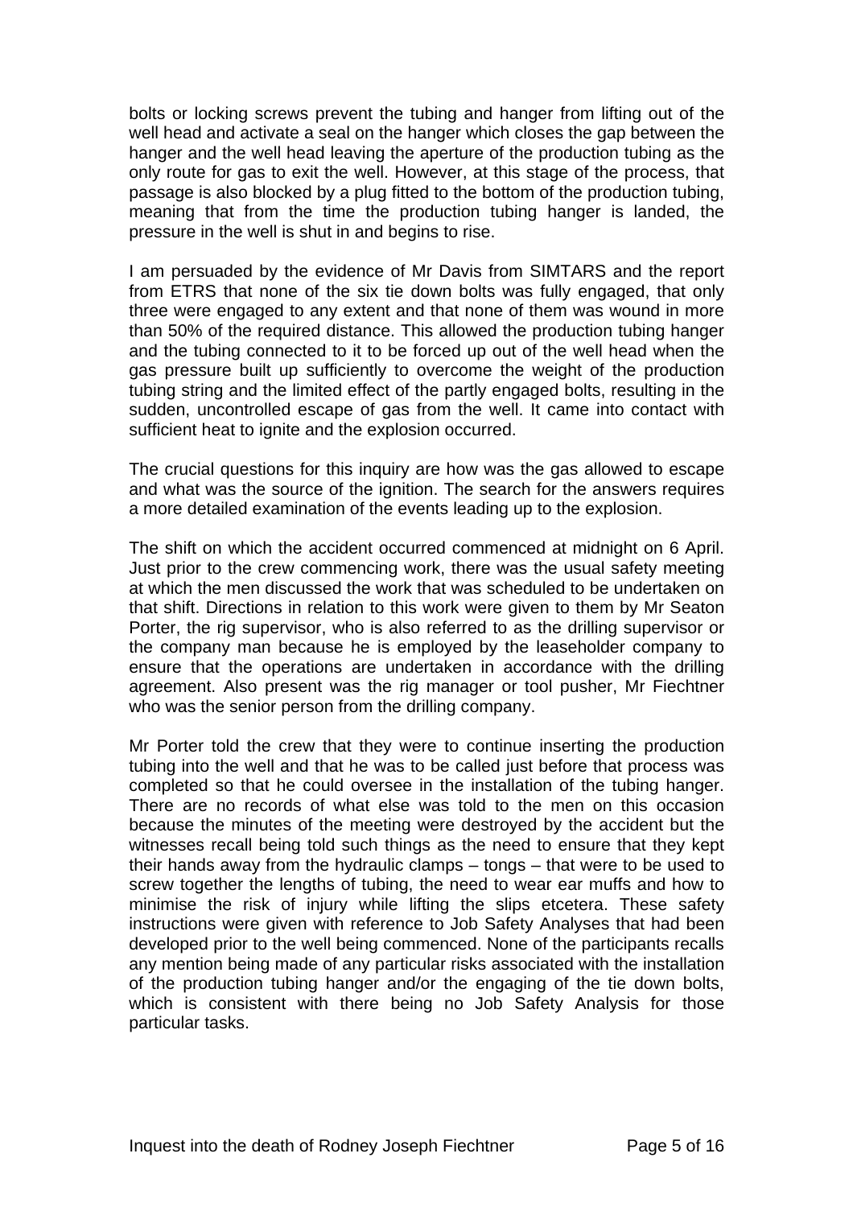bolts or locking screws prevent the tubing and hanger from lifting out of the well head and activate a seal on the hanger which closes the gap between the hanger and the well head leaving the aperture of the production tubing as the only route for gas to exit the well. However, at this stage of the process, that passage is also blocked by a plug fitted to the bottom of the production tubing, meaning that from the time the production tubing hanger is landed, the pressure in the well is shut in and begins to rise.

I am persuaded by the evidence of Mr Davis from SIMTARS and the report from ETRS that none of the six tie down bolts was fully engaged, that only three were engaged to any extent and that none of them was wound in more than 50% of the required distance. This allowed the production tubing hanger and the tubing connected to it to be forced up out of the well head when the gas pressure built up sufficiently to overcome the weight of the production tubing string and the limited effect of the partly engaged bolts, resulting in the sudden, uncontrolled escape of gas from the well. It came into contact with sufficient heat to ignite and the explosion occurred.

The crucial questions for this inquiry are how was the gas allowed to escape and what was the source of the ignition. The search for the answers requires a more detailed examination of the events leading up to the explosion.

The shift on which the accident occurred commenced at midnight on 6 April. Just prior to the crew commencing work, there was the usual safety meeting at which the men discussed the work that was scheduled to be undertaken on that shift. Directions in relation to this work were given to them by Mr Seaton Porter, the rig supervisor, who is also referred to as the drilling supervisor or the company man because he is employed by the leaseholder company to ensure that the operations are undertaken in accordance with the drilling agreement. Also present was the rig manager or tool pusher, Mr Fiechtner who was the senior person from the drilling company.

Mr Porter told the crew that they were to continue inserting the production tubing into the well and that he was to be called just before that process was completed so that he could oversee in the installation of the tubing hanger. There are no records of what else was told to the men on this occasion because the minutes of the meeting were destroyed by the accident but the witnesses recall being told such things as the need to ensure that they kept their hands away from the hydraulic clamps – tongs – that were to be used to screw together the lengths of tubing, the need to wear ear muffs and how to minimise the risk of injury while lifting the slips etcetera. These safety instructions were given with reference to Job Safety Analyses that had been developed prior to the well being commenced. None of the participants recalls any mention being made of any particular risks associated with the installation of the production tubing hanger and/or the engaging of the tie down bolts, which is consistent with there being no Job Safety Analysis for those particular tasks.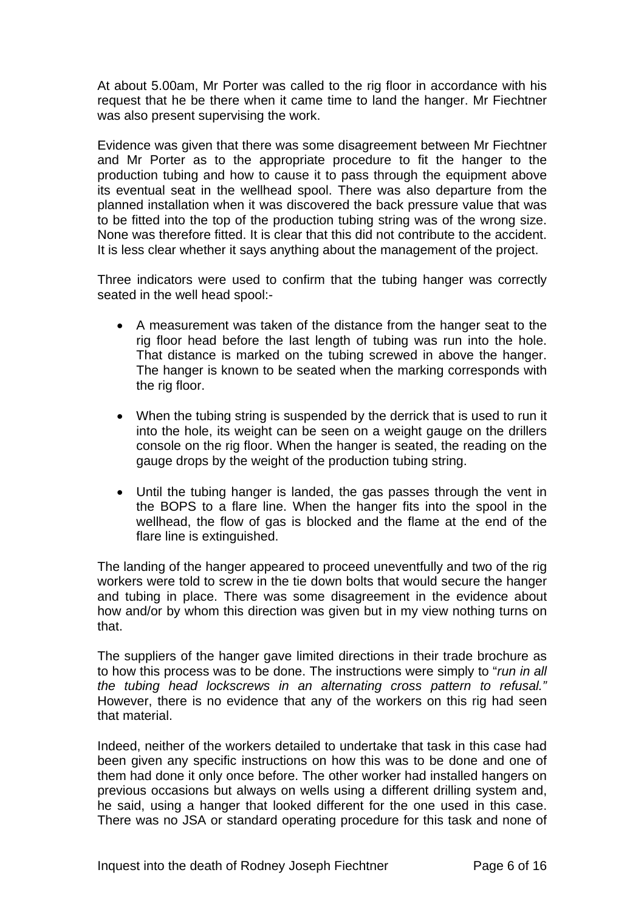At about 5.00am, Mr Porter was called to the rig floor in accordance with his request that he be there when it came time to land the hanger. Mr Fiechtner was also present supervising the work.

Evidence was given that there was some disagreement between Mr Fiechtner and Mr Porter as to the appropriate procedure to fit the hanger to the production tubing and how to cause it to pass through the equipment above its eventual seat in the wellhead spool. There was also departure from the planned installation when it was discovered the back pressure value that was to be fitted into the top of the production tubing string was of the wrong size. None was therefore fitted. It is clear that this did not contribute to the accident. It is less clear whether it says anything about the management of the project.

Three indicators were used to confirm that the tubing hanger was correctly seated in the well head spool:-

- A measurement was taken of the distance from the hanger seat to the rig floor head before the last length of tubing was run into the hole. That distance is marked on the tubing screwed in above the hanger. The hanger is known to be seated when the marking corresponds with the rig floor.
- When the tubing string is suspended by the derrick that is used to run it into the hole, its weight can be seen on a weight gauge on the drillers console on the rig floor. When the hanger is seated, the reading on the gauge drops by the weight of the production tubing string.
- Until the tubing hanger is landed, the gas passes through the vent in the BOPS to a flare line. When the hanger fits into the spool in the wellhead, the flow of gas is blocked and the flame at the end of the flare line is extinguished.

The landing of the hanger appeared to proceed uneventfully and two of the rig workers were told to screw in the tie down bolts that would secure the hanger and tubing in place. There was some disagreement in the evidence about how and/or by whom this direction was given but in my view nothing turns on that.

The suppliers of the hanger gave limited directions in their trade brochure as to how this process was to be done. The instructions were simply to "*run in all the tubing head lockscrews in an alternating cross pattern to refusal.*" However, there is no evidence that any of the workers on this rig had seen that material.

Indeed, neither of the workers detailed to undertake that task in this case had been given any specific instructions on how this was to be done and one of them had done it only once before. The other worker had installed hangers on previous occasions but always on wells using a different drilling system and, he said, using a hanger that looked different for the one used in this case. There was no JSA or standard operating procedure for this task and none of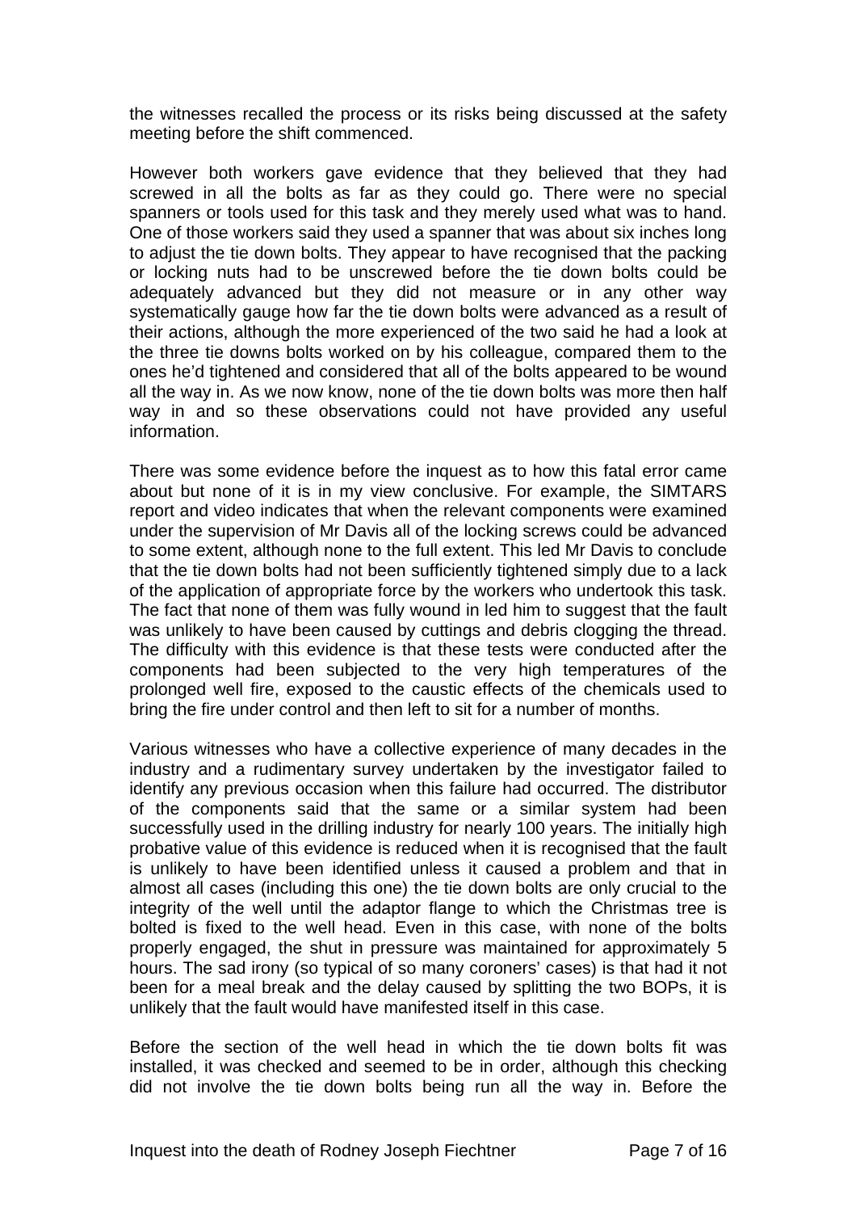the witnesses recalled the process or its risks being discussed at the safety meeting before the shift commenced.

However both workers gave evidence that they believed that they had screwed in all the bolts as far as they could go. There were no special spanners or tools used for this task and they merely used what was to hand. One of those workers said they used a spanner that was about six inches long to adjust the tie down bolts. They appear to have recognised that the packing or locking nuts had to be unscrewed before the tie down bolts could be adequately advanced but they did not measure or in any other way systematically gauge how far the tie down bolts were advanced as a result of their actions, although the more experienced of the two said he had a look at the three tie downs bolts worked on by his colleague, compared them to the ones he'd tightened and considered that all of the bolts appeared to be wound all the way in. As we now know, none of the tie down bolts was more then half way in and so these observations could not have provided any useful information.

There was some evidence before the inquest as to how this fatal error came about but none of it is in my view conclusive. For example, the SIMTARS report and video indicates that when the relevant components were examined under the supervision of Mr Davis all of the locking screws could be advanced to some extent, although none to the full extent. This led Mr Davis to conclude that the tie down bolts had not been sufficiently tightened simply due to a lack of the application of appropriate force by the workers who undertook this task. The fact that none of them was fully wound in led him to suggest that the fault was unlikely to have been caused by cuttings and debris clogging the thread. The difficulty with this evidence is that these tests were conducted after the components had been subjected to the very high temperatures of the prolonged well fire, exposed to the caustic effects of the chemicals used to bring the fire under control and then left to sit for a number of months.

Various witnesses who have a collective experience of many decades in the industry and a rudimentary survey undertaken by the investigator failed to identify any previous occasion when this failure had occurred. The distributor of the components said that the same or a similar system had been successfully used in the drilling industry for nearly 100 years. The initially high probative value of this evidence is reduced when it is recognised that the fault is unlikely to have been identified unless it caused a problem and that in almost all cases (including this one) the tie down bolts are only crucial to the integrity of the well until the adaptor flange to which the Christmas tree is bolted is fixed to the well head. Even in this case, with none of the bolts properly engaged, the shut in pressure was maintained for approximately 5 hours. The sad irony (so typical of so many coroners' cases) is that had it not been for a meal break and the delay caused by splitting the two BOPs, it is unlikely that the fault would have manifested itself in this case.

Before the section of the well head in which the tie down bolts fit was installed, it was checked and seemed to be in order, although this checking did not involve the tie down bolts being run all the way in. Before the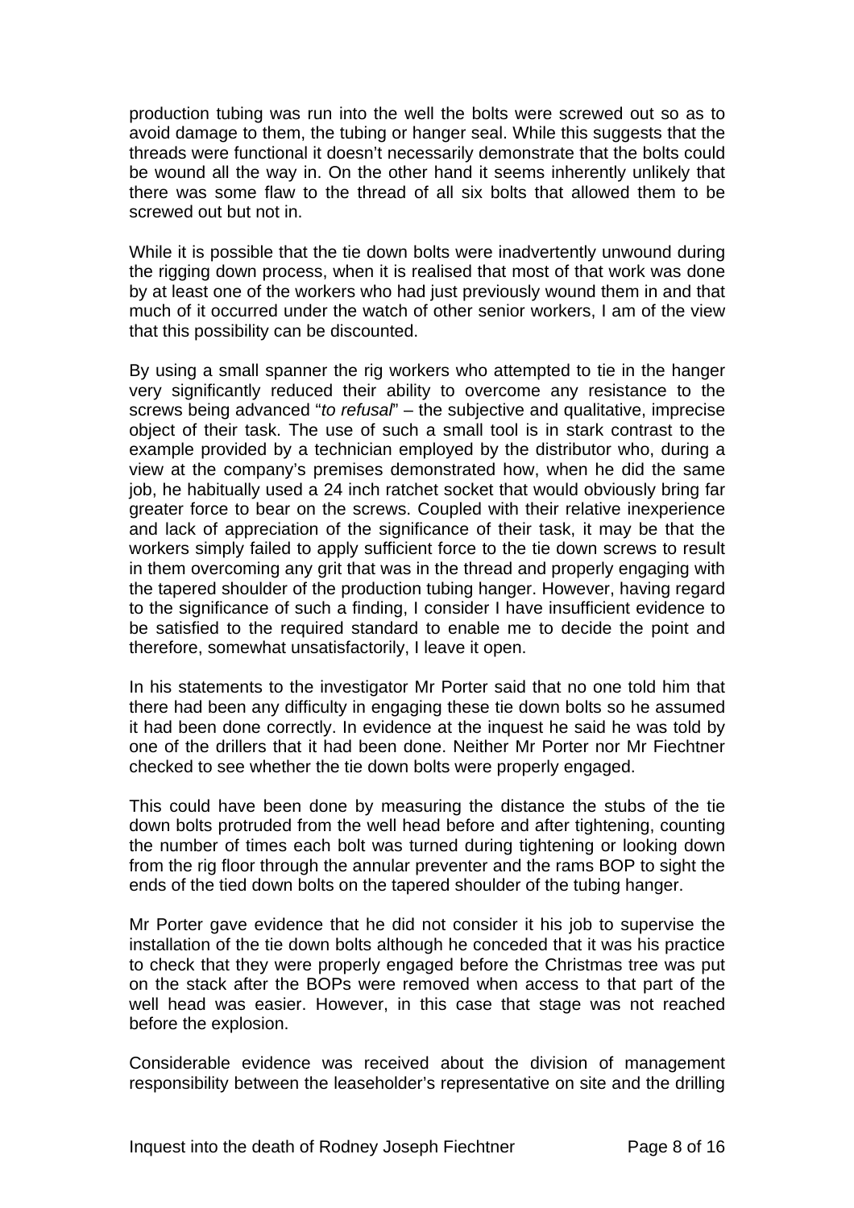production tubing was run into the well the bolts were screwed out so as to avoid damage to them, the tubing or hanger seal. While this suggests that the threads were functional it doesn't necessarily demonstrate that the bolts could be wound all the way in. On the other hand it seems inherently unlikely that there was some flaw to the thread of all six bolts that allowed them to be screwed out but not in.

While it is possible that the tie down bolts were inadvertently unwound during the rigging down process, when it is realised that most of that work was done by at least one of the workers who had just previously wound them in and that much of it occurred under the watch of other senior workers, I am of the view that this possibility can be discounted.

By using a small spanner the rig workers who attempted to tie in the hanger very significantly reduced their ability to overcome any resistance to the screws being advanced "*to refusal*" – the subjective and qualitative, imprecise object of their task. The use of such a small tool is in stark contrast to the example provided by a technician employed by the distributor who, during a view at the company's premises demonstrated how, when he did the same job, he habitually used a 24 inch ratchet socket that would obviously bring far greater force to bear on the screws. Coupled with their relative inexperience and lack of appreciation of the significance of their task, it may be that the workers simply failed to apply sufficient force to the tie down screws to result in them overcoming any grit that was in the thread and properly engaging with the tapered shoulder of the production tubing hanger. However, having regard to the significance of such a finding, I consider I have insufficient evidence to be satisfied to the required standard to enable me to decide the point and therefore, somewhat unsatisfactorily, I leave it open.

In his statements to the investigator Mr Porter said that no one told him that there had been any difficulty in engaging these tie down bolts so he assumed it had been done correctly. In evidence at the inquest he said he was told by one of the drillers that it had been done. Neither Mr Porter nor Mr Fiechtner checked to see whether the tie down bolts were properly engaged.

This could have been done by measuring the distance the stubs of the tie down bolts protruded from the well head before and after tightening, counting the number of times each bolt was turned during tightening or looking down from the rig floor through the annular preventer and the rams BOP to sight the ends of the tied down bolts on the tapered shoulder of the tubing hanger.

Mr Porter gave evidence that he did not consider it his job to supervise the installation of the tie down bolts although he conceded that it was his practice to check that they were properly engaged before the Christmas tree was put on the stack after the BOPs were removed when access to that part of the well head was easier. However, in this case that stage was not reached before the explosion.

Considerable evidence was received about the division of management responsibility between the leaseholder's representative on site and the drilling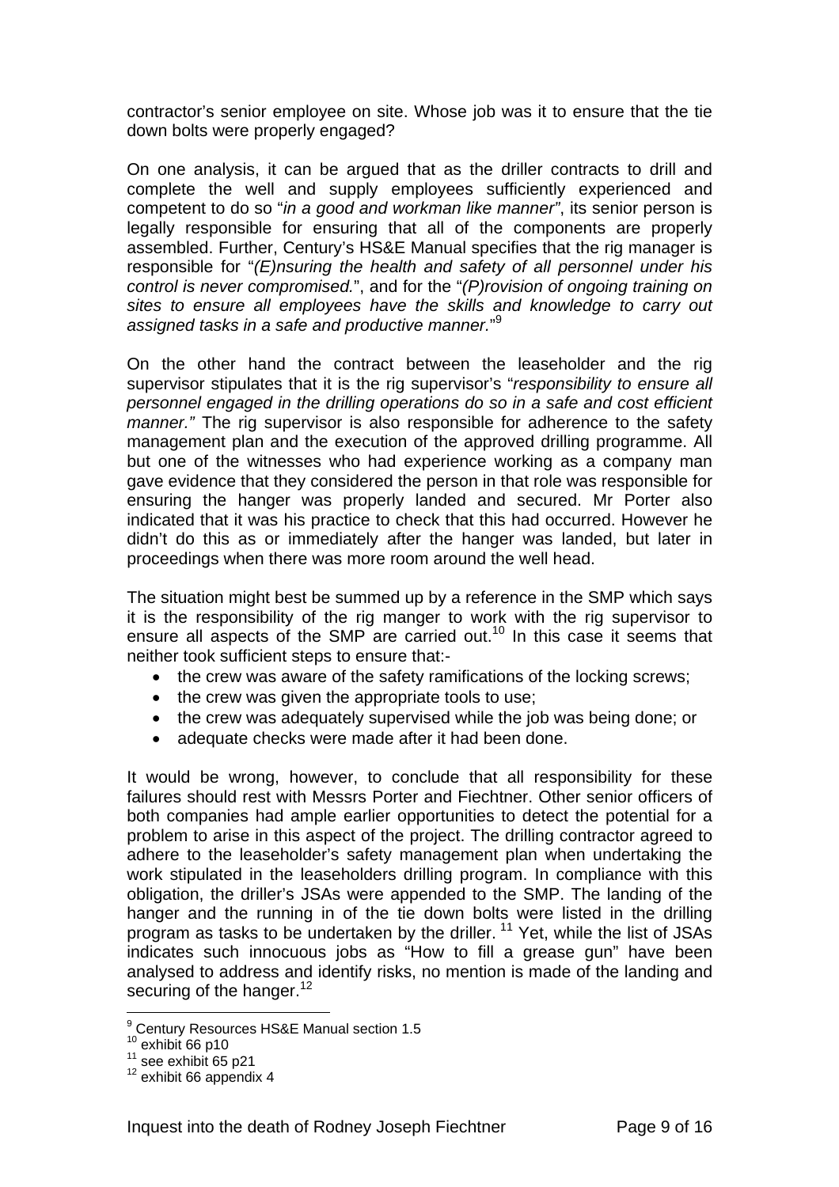contractor's senior employee on site. Whose job was it to ensure that the tie down bolts were properly engaged?

On one analysis, it can be argued that as the driller contracts to drill and complete the well and supply employees sufficiently experienced and competent to do so "*in a good and workman like manner"*, its senior person is legally responsible for ensuring that all of the components are properly assembled. Further, Century's HS&E Manual specifies that the rig manager is responsible for "*(E)nsuring the health and safety of all personnel under his control is never compromised.*", and for the "*(P)rovision of ongoing training on sites to ensure all employees have the skills and knowledge to carry out assigned tasks in a safe and productive manner.*"[9]

On the other hand the contract between the leaseholder and the rig supervisor stipulates that it is the rig supervisor's "*responsibility to ensure all personnel engaged in the drilling operations do so in a safe and cost efficient manner."* The rig supervisor is also responsible for adherence to the safety management plan and the execution of the approved drilling programme. All but one of the witnesses who had experience working as a company man gave evidence that they considered the person in that role was responsible for ensuring the hanger was properly landed and secured. Mr Porter also indicated that it was his practice to check that this had occurred. However he didn't do this as or immediately after the hanger was landed, but later in proceedings when there was more room around the well head.

The situation might best be summed up by a reference in the SMP which says it is the responsibility of the rig manger to work with the rig supervisor to ensure all aspects of the SMP are carried out.[10] In this case it seems that neither took sufficient steps to ensure that:-

- the crew was aware of the safety ramifications of the locking screws;
- the crew was given the appropriate tools to use;
- the crew was adequately supervised while the job was being done; or
- adequate checks were made after it had been done.

It would be wrong, however, to conclude that all responsibility for these failures should rest with Messrs Porter and Fiechtner. Other senior officers of both companies had ample earlier opportunities to detect the potential for a problem to arise in this aspect of the project. The drilling contractor agreed to adhere to the leaseholder's safety management plan when undertaking the work stipulated in the leaseholders drilling program. In compliance with this obligation, the driller's JSAs were appended to the SMP. The landing of the hanger and the running in of the tie down bolts were listed in the drilling program as tasks to be undertaken by the driller.[11] Yet, while the list of JSAs indicates such innocuous jobs as "How to fill a grease gun" have been analysed to address and identify risks, no mention is made of the landing and securing of the hanger.[12]

---

[9] Century Resources HS&E Manual section 1.5

[10] exhibit 66 p10

[11] see exhibit 65 p21

[12] exhibit 66 appendix 4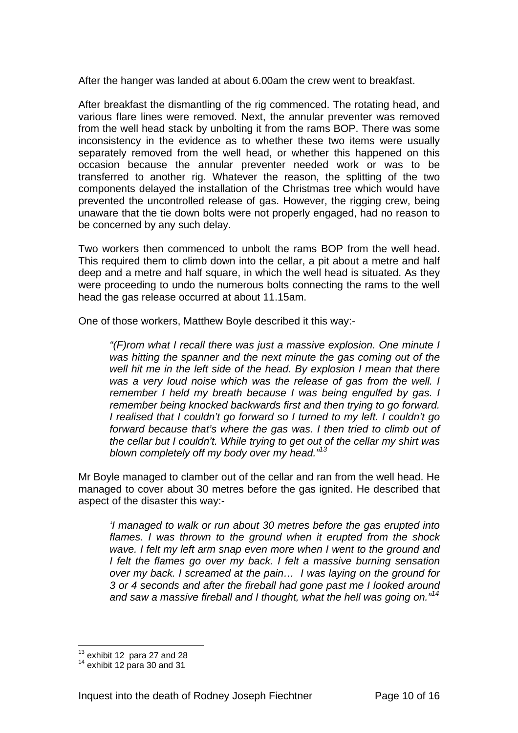After the hanger was landed at about 6.00am the crew went to breakfast.

After breakfast the dismantling of the rig commenced. The rotating head, and various flare lines were removed. Next, the annular preventer was removed from the well head stack by unbolting it from the rams BOP. There was some inconsistency in the evidence as to whether these two items were usually separately removed from the well head, or whether this happened on this occasion because the annular preventer needed work or was to be transferred to another rig. Whatever the reason, the splitting of the two components delayed the installation of the Christmas tree which would have prevented the uncontrolled release of gas. However, the rigging crew, being unaware that the tie down bolts were not properly engaged, had no reason to be concerned by any such delay.

Two workers then commenced to unbolt the rams BOP from the well head. This required them to climb down into the cellar, a pit about a metre and half deep and a metre and half square, in which the well head is situated. As they were proceeding to undo the numerous bolts connecting the rams to the well head the gas release occurred at about 11.15am.

One of those workers, Matthew Boyle described it this way:-

> *"(F)rom what I recall there was just a massive explosion. One minute I was hitting the spanner and the next minute the gas coming out of the well hit me in the left side of the head. By explosion I mean that there was a very loud noise which was the release of gas from the well. I remember I held my breath because I was being engulfed by gas. I remember being knocked backwards first and then trying to go forward. I realised that I couldn't go forward so I turned to my left. I couldn't go forward because that's where the gas was. I then tried to climb out of the cellar but I couldn't. While trying to get out of the cellar my shirt was blown completely off my body over my head."*[13]

Mr Boyle managed to clamber out of the cellar and ran from the well head. He managed to cover about 30 metres before the gas ignited. He described that aspect of the disaster this way:-

> *'I managed to walk or run about 30 metres before the gas erupted into flames. I was thrown to the ground when it erupted from the shock wave. I felt my left arm snap even more when I went to the ground and I felt the flames go over my back. I felt a massive burning sensation over my back. I screamed at the pain… I was laying on the ground for 3 or 4 seconds and after the fireball had gone past me I looked around and saw a massive fireball and I thought, what the hell was going on."*[14]

---

[13] exhibit 12 para 27 and 28
[14] exhibit 12 para 30 and 31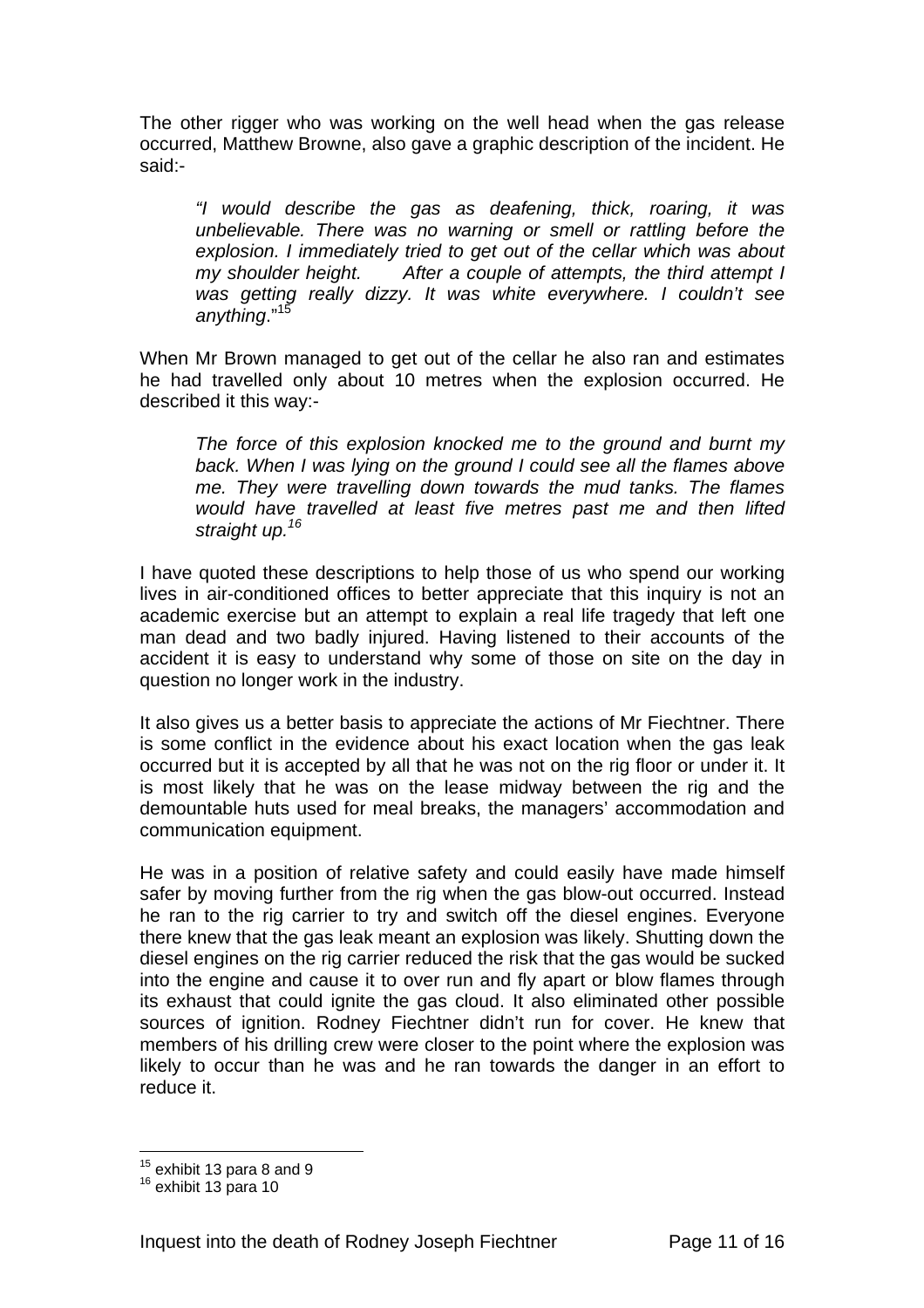The other rigger who was working on the well head when the gas release occurred, Matthew Browne, also gave a graphic description of the incident. He said:-

> *"I would describe the gas as deafening, thick, roaring, it was unbelievable. There was no warning or smell or rattling before the explosion. I immediately tried to get out of the cellar which was about my shoulder height. After a couple of attempts, the third attempt I was getting really dizzy. It was white everywhere. I couldn't see anything*."[15]

When Mr Brown managed to get out of the cellar he also ran and estimates he had travelled only about 10 metres when the explosion occurred. He described it this way:-

> *The force of this explosion knocked me to the ground and burnt my back. When I was lying on the ground I could see all the flames above me. They were travelling down towards the mud tanks. The flames would have travelled at least five metres past me and then lifted straight up.*[16]

I have quoted these descriptions to help those of us who spend our working lives in air-conditioned offices to better appreciate that this inquiry is not an academic exercise but an attempt to explain a real life tragedy that left one man dead and two badly injured. Having listened to their accounts of the accident it is easy to understand why some of those on site on the day in question no longer work in the industry.

It also gives us a better basis to appreciate the actions of Mr Fiechtner. There is some conflict in the evidence about his exact location when the gas leak occurred but it is accepted by all that he was not on the rig floor or under it. It is most likely that he was on the lease midway between the rig and the demountable huts used for meal breaks, the managers' accommodation and communication equipment.

He was in a position of relative safety and could easily have made himself safer by moving further from the rig when the gas blow-out occurred. Instead he ran to the rig carrier to try and switch off the diesel engines. Everyone there knew that the gas leak meant an explosion was likely. Shutting down the diesel engines on the rig carrier reduced the risk that the gas would be sucked into the engine and cause it to over run and fly apart or blow flames through its exhaust that could ignite the gas cloud. It also eliminated other possible sources of ignition. Rodney Fiechtner didn't run for cover. He knew that members of his drilling crew were closer to the point where the explosion was likely to occur than he was and he ran towards the danger in an effort to reduce it.

---

[15] exhibit 13 para 8 and 9

[16] exhibit 13 para 10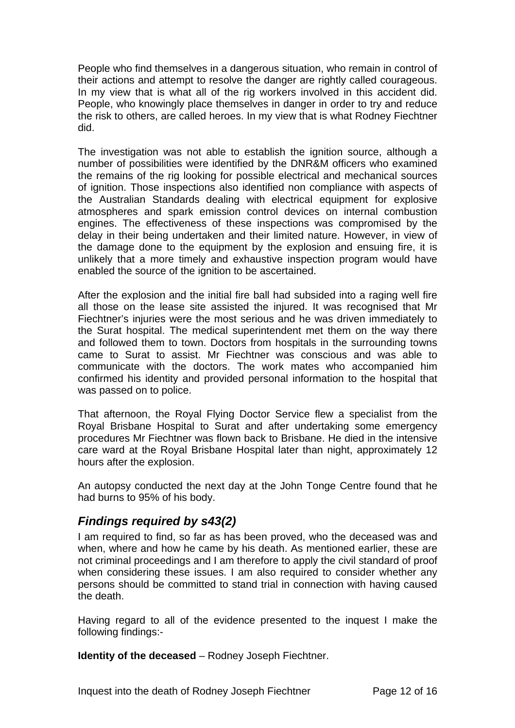People who find themselves in a dangerous situation, who remain in control of their actions and attempt to resolve the danger are rightly called courageous. In my view that is what all of the rig workers involved in this accident did. People, who knowingly place themselves in danger in order to try and reduce the risk to others, are called heroes. In my view that is what Rodney Fiechtner did.

The investigation was not able to establish the ignition source, although a number of possibilities were identified by the DNR&M officers who examined the remains of the rig looking for possible electrical and mechanical sources of ignition. Those inspections also identified non compliance with aspects of the Australian Standards dealing with electrical equipment for explosive atmospheres and spark emission control devices on internal combustion engines. The effectiveness of these inspections was compromised by the delay in their being undertaken and their limited nature. However, in view of the damage done to the equipment by the explosion and ensuing fire, it is unlikely that a more timely and exhaustive inspection program would have enabled the source of the ignition to be ascertained.

After the explosion and the initial fire ball had subsided into a raging well fire all those on the lease site assisted the injured. It was recognised that Mr Fiechtner's injuries were the most serious and he was driven immediately to the Surat hospital. The medical superintendent met them on the way there and followed them to town. Doctors from hospitals in the surrounding towns came to Surat to assist. Mr Fiechtner was conscious and was able to communicate with the doctors. The work mates who accompanied him confirmed his identity and provided personal information to the hospital that was passed on to police.

That afternoon, the Royal Flying Doctor Service flew a specialist from the Royal Brisbane Hospital to Surat and after undertaking some emergency procedures Mr Fiechtner was flown back to Brisbane. He died in the intensive care ward at the Royal Brisbane Hospital later than night, approximately 12 hours after the explosion.

An autopsy conducted the next day at the John Tonge Centre found that he had burns to 95% of his body.

## *Findings required by s43(2)*

I am required to find, so far as has been proved, who the deceased was and when, where and how he came by his death. As mentioned earlier, these are not criminal proceedings and I am therefore to apply the civil standard of proof when considering these issues. I am also required to consider whether any persons should be committed to stand trial in connection with having caused the death.

Having regard to all of the evidence presented to the inquest I make the following findings:-

**Identity of the deceased** – Rodney Joseph Fiechtner.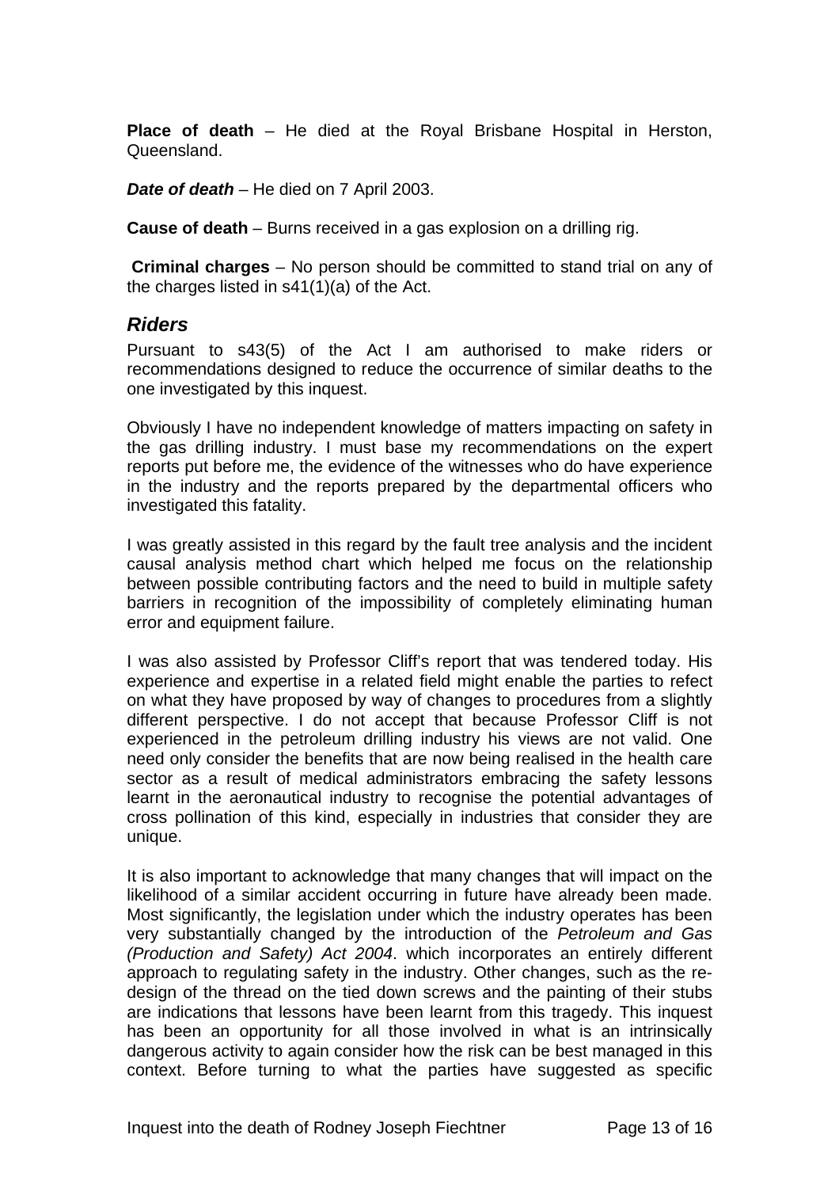**Place of death** – He died at the Royal Brisbane Hospital in Herston, Queensland.

***Date of death*** – He died on 7 April 2003.

**Cause of death** – Burns received in a gas explosion on a drilling rig.

**Criminal charges** – No person should be committed to stand trial on any of the charges listed in s41(1)(a) of the Act.

## *Riders*

Pursuant to s43(5) of the Act I am authorised to make riders or recommendations designed to reduce the occurrence of similar deaths to the one investigated by this inquest.

Obviously I have no independent knowledge of matters impacting on safety in the gas drilling industry. I must base my recommendations on the expert reports put before me, the evidence of the witnesses who do have experience in the industry and the reports prepared by the departmental officers who investigated this fatality.

I was greatly assisted in this regard by the fault tree analysis and the incident causal analysis method chart which helped me focus on the relationship between possible contributing factors and the need to build in multiple safety barriers in recognition of the impossibility of completely eliminating human error and equipment failure.

I was also assisted by Professor Cliff's report that was tendered today. His experience and expertise in a related field might enable the parties to refect on what they have proposed by way of changes to procedures from a slightly different perspective. I do not accept that because Professor Cliff is not experienced in the petroleum drilling industry his views are not valid. One need only consider the benefits that are now being realised in the health care sector as a result of medical administrators embracing the safety lessons learnt in the aeronautical industry to recognise the potential advantages of cross pollination of this kind, especially in industries that consider they are unique.

It is also important to acknowledge that many changes that will impact on the likelihood of a similar accident occurring in future have already been made. Most significantly, the legislation under which the industry operates has been very substantially changed by the introduction of the *Petroleum and Gas (Production and Safety) Act 2004*. which incorporates an entirely different approach to regulating safety in the industry. Other changes, such as the re-design of the thread on the tied down screws and the painting of their stubs are indications that lessons have been learnt from this tragedy. This inquest has been an opportunity for all those involved in what is an intrinsically dangerous activity to again consider how the risk can be best managed in this context. Before turning to what the parties have suggested as specific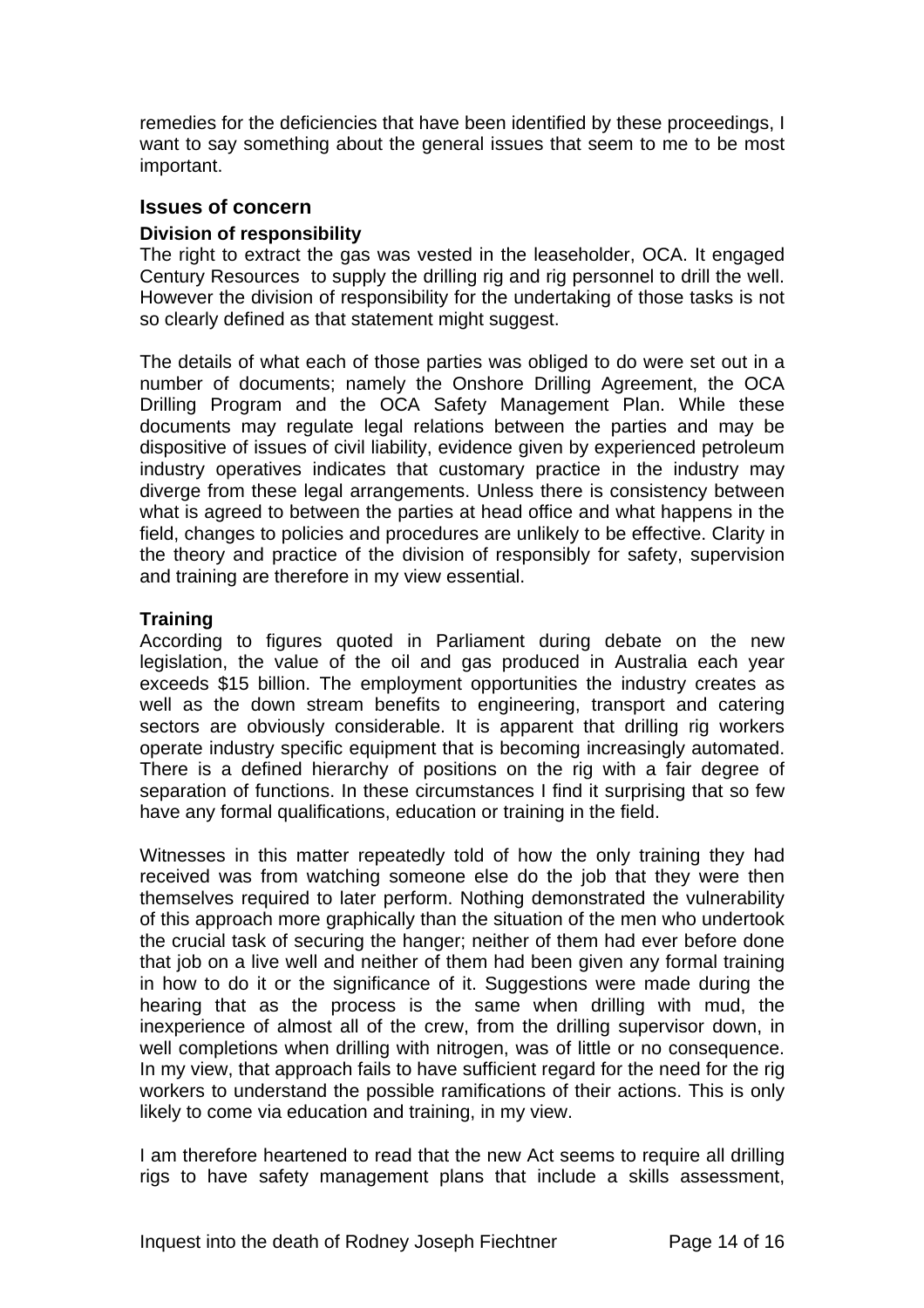remedies for the deficiencies that have been identified by these proceedings, I want to say something about the general issues that seem to me to be most important.

## Issues of concern

### Division of responsibility

The right to extract the gas was vested in the leaseholder, OCA. It engaged Century Resources to supply the drilling rig and rig personnel to drill the well. However the division of responsibility for the undertaking of those tasks is not so clearly defined as that statement might suggest.

The details of what each of those parties was obliged to do were set out in a number of documents; namely the Onshore Drilling Agreement, the OCA Drilling Program and the OCA Safety Management Plan. While these documents may regulate legal relations between the parties and may be dispositive of issues of civil liability, evidence given by experienced petroleum industry operatives indicates that customary practice in the industry may diverge from these legal arrangements. Unless there is consistency between what is agreed to between the parties at head office and what happens in the field, changes to policies and procedures are unlikely to be effective. Clarity in the theory and practice of the division of responsibly for safety, supervision and training are therefore in my view essential.

### Training

According to figures quoted in Parliament during debate on the new legislation, the value of the oil and gas produced in Australia each year exceeds $15 billion. The employment opportunities the industry creates as well as the down stream benefits to engineering, transport and catering sectors are obviously considerable. It is apparent that drilling rig workers operate industry specific equipment that is becoming increasingly automated. There is a defined hierarchy of positions on the rig with a fair degree of separation of functions. In these circumstances I find it surprising that so few have any formal qualifications, education or training in the field.

Witnesses in this matter repeatedly told of how the only training they had received was from watching someone else do the job that they were then themselves required to later perform. Nothing demonstrated the vulnerability of this approach more graphically than the situation of the men who undertook the crucial task of securing the hanger; neither of them had ever before done that job on a live well and neither of them had been given any formal training in how to do it or the significance of it. Suggestions were made during the hearing that as the process is the same when drilling with mud, the inexperience of almost all of the crew, from the drilling supervisor down, in well completions when drilling with nitrogen, was of little or no consequence. In my view, that approach fails to have sufficient regard for the need for the rig workers to understand the possible ramifications of their actions. This is only likely to come via education and training, in my view.

I am therefore heartened to read that the new Act seems to require all drilling rigs to have safety management plans that include a skills assessment,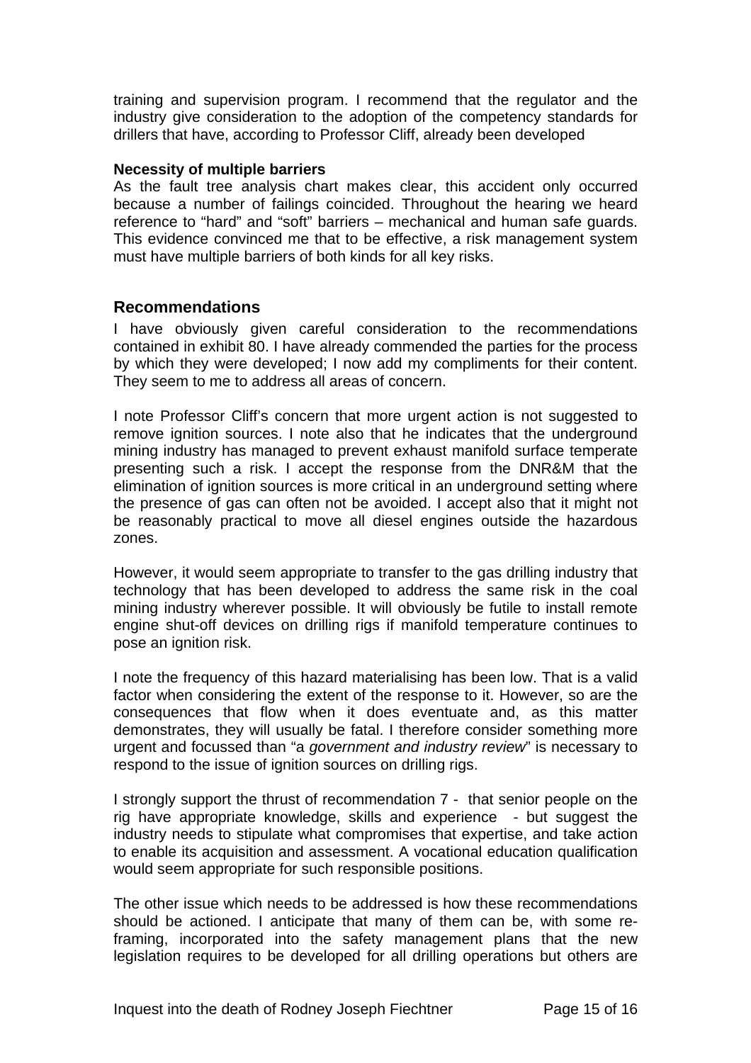training and supervision program. I recommend that the regulator and the industry give consideration to the adoption of the competency standards for drillers that have, according to Professor Cliff, already been developed

**Necessity of multiple barriers**

As the fault tree analysis chart makes clear, this accident only occurred because a number of failings coincided. Throughout the hearing we heard reference to "hard" and "soft" barriers – mechanical and human safe guards. This evidence convinced me that to be effective, a risk management system must have multiple barriers of both kinds for all key risks.

## Recommendations

I have obviously given careful consideration to the recommendations contained in exhibit 80. I have already commended the parties for the process by which they were developed; I now add my compliments for their content. They seem to me to address all areas of concern.

I note Professor Cliff's concern that more urgent action is not suggested to remove ignition sources. I note also that he indicates that the underground mining industry has managed to prevent exhaust manifold surface temperate presenting such a risk. I accept the response from the DNR&M that the elimination of ignition sources is more critical in an underground setting where the presence of gas can often not be avoided. I accept also that it might not be reasonably practical to move all diesel engines outside the hazardous zones.

However, it would seem appropriate to transfer to the gas drilling industry that technology that has been developed to address the same risk in the coal mining industry wherever possible. It will obviously be futile to install remote engine shut-off devices on drilling rigs if manifold temperature continues to pose an ignition risk.

I note the frequency of this hazard materialising has been low. That is a valid factor when considering the extent of the response to it. However, so are the consequences that flow when it does eventuate and, as this matter demonstrates, they will usually be fatal. I therefore consider something more urgent and focussed than "a *government and industry review*" is necessary to respond to the issue of ignition sources on drilling rigs.

I strongly support the thrust of recommendation 7 - that senior people on the rig have appropriate knowledge, skills and experience - but suggest the industry needs to stipulate what compromises that expertise, and take action to enable its acquisition and assessment. A vocational education qualification would seem appropriate for such responsible positions.

The other issue which needs to be addressed is how these recommendations should be actioned. I anticipate that many of them can be, with some re-framing, incorporated into the safety management plans that the new legislation requires to be developed for all drilling operations but others are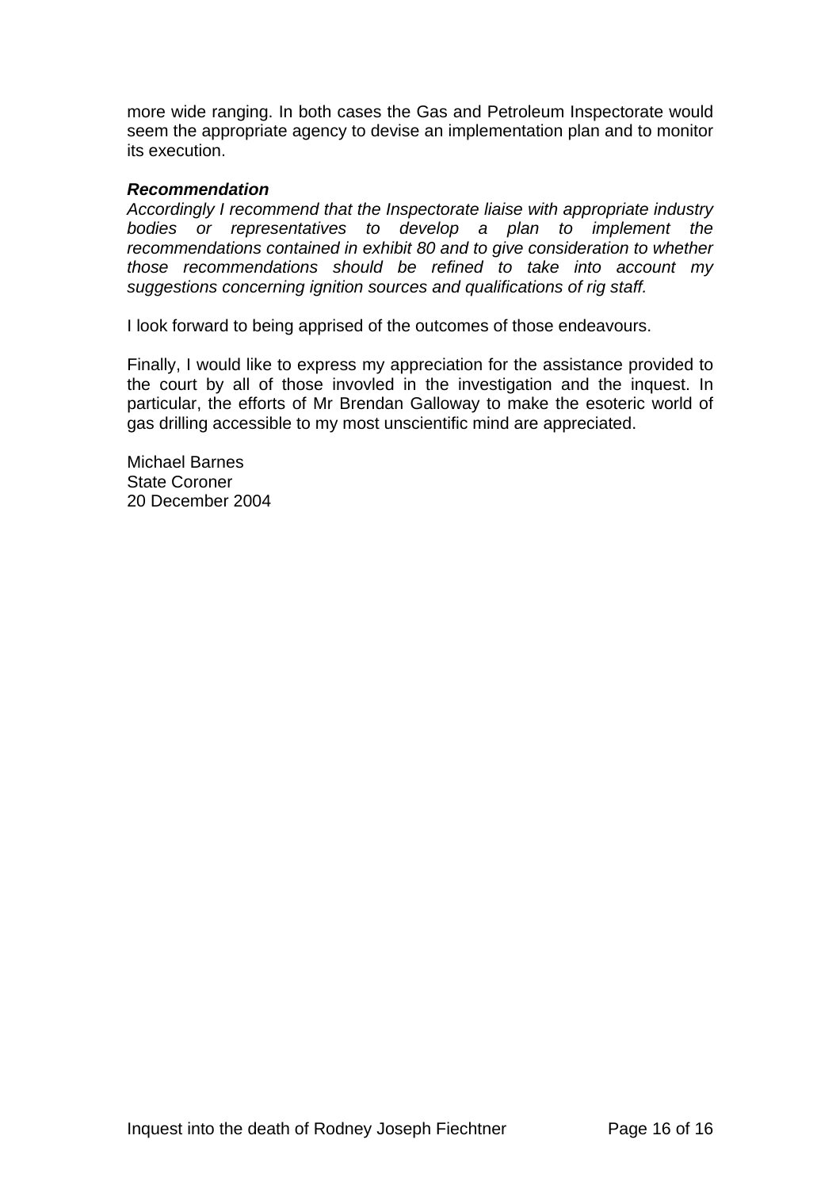more wide ranging. In both cases the Gas and Petroleum Inspectorate would seem the appropriate agency to devise an implementation plan and to monitor its execution.

***Recommendation***

*Accordingly I recommend that the Inspectorate liaise with appropriate industry bodies or representatives to develop a plan to implement the recommendations contained in exhibit 80 and to give consideration to whether those recommendations should be refined to take into account my suggestions concerning ignition sources and qualifications of rig staff.*

I look forward to being apprised of the outcomes of those endeavours.

Finally, I would like to express my appreciation for the assistance provided to the court by all of those invovled in the investigation and the inquest. In particular, the efforts of Mr Brendan Galloway to make the esoteric world of gas drilling accessible to my most unscientific mind are appreciated.

Michael Barnes
State Coroner
20 December 2004